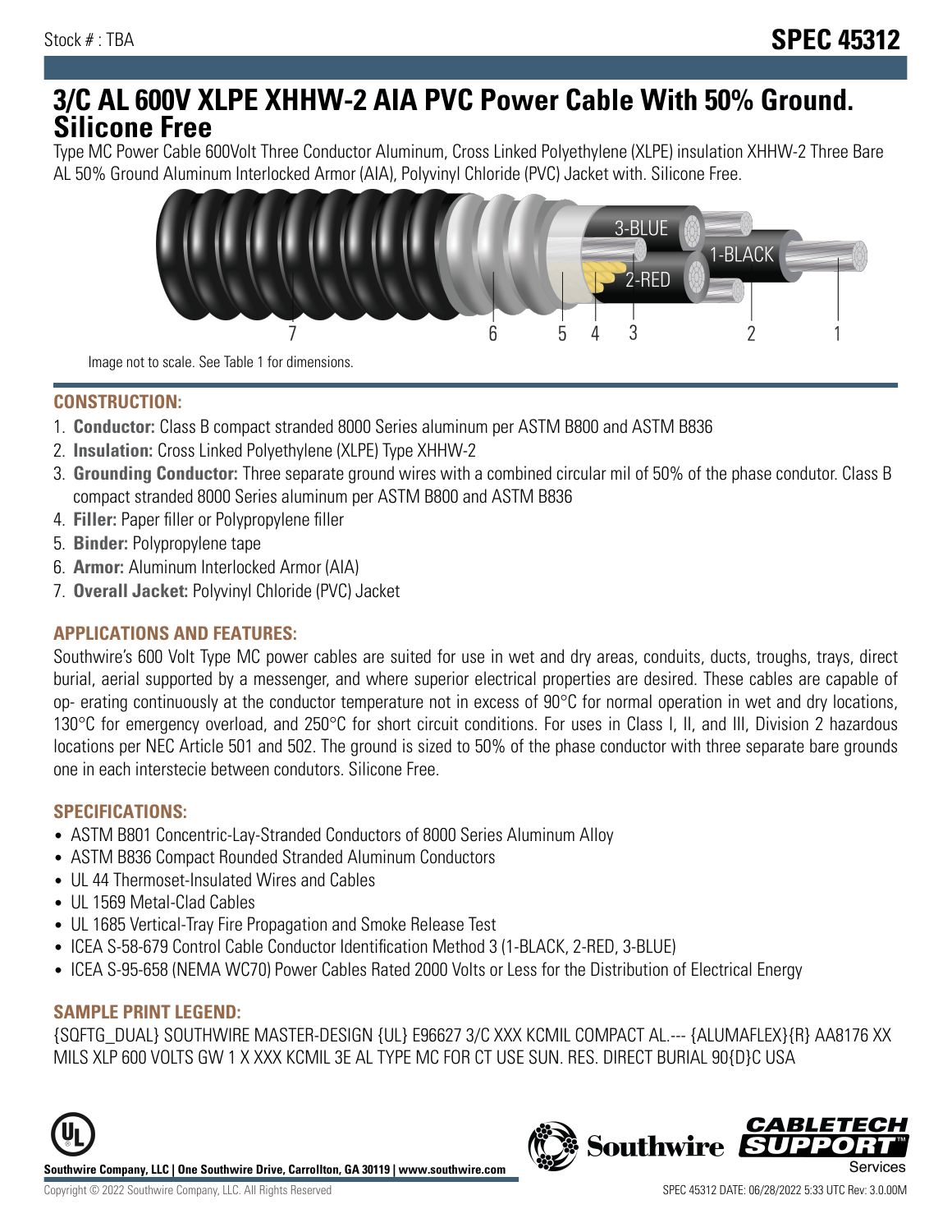Stock # : TBA

# SPEC 45312

## 3/C AL 600V XLPE XHHW-2 AIA PVC Power Cable With 50% Ground. Silicone Free

Type MC Power Cable 600Volt Three Conductor Aluminum, Cross Linked Polyethylene (XLPE) insulation XHHW-2 Three Bare AL 50% Ground Aluminum Interlocked Armor (AIA), Polyvinyl Chloride (PVC) Jacket with. Silicone Free.

Image not to scale. See Table 1 for dimensions.

### CONSTRUCTION:

1. **Conductor:** Class B compact stranded 8000 Series aluminum per ASTM B800 and ASTM B836
2. **Insulation:** Cross Linked Polyethylene (XLPE) Type XHHW-2
3. **Grounding Conductor:** Three separate ground wires with a combined circular mil of 50% of the phase condutor. Class B compact stranded 8000 Series aluminum per ASTM B800 and ASTM B836
4. **Filler:** Paper filler or Polypropylene filler
5. **Binder:** Polypropylene tape
6. **Armor:** Aluminum Interlocked Armor (AIA)
7. **Overall Jacket:** Polyvinyl Chloride (PVC) Jacket

### APPLICATIONS AND FEATURES:

Southwire's 600 Volt Type MC power cables are suited for use in wet and dry areas, conduits, ducts, troughs, trays, direct burial, aerial supported by a messenger, and where superior electrical properties are desired. These cables are capable of op- erating continuously at the conductor temperature not in excess of 90°C for normal operation in wet and dry locations, 130°C for emergency overload, and 250°C for short circuit conditions. For uses in Class I, II, and III, Division 2 hazardous locations per NEC Article 501 and 502. The ground is sized to 50% of the phase conductor with three separate bare grounds one in each interstecie between condutors. Silicone Free.

### SPECIFICATIONS:

- ASTM B801 Concentric-Lay-Stranded Conductors of 8000 Series Aluminum Alloy
- ASTM B836 Compact Rounded Stranded Aluminum Conductors
- UL 44 Thermoset-Insulated Wires and Cables
- UL 1569 Metal-Clad Cables
- UL 1685 Vertical-Tray Fire Propagation and Smoke Release Test
- ICEA S-58-679 Control Cable Conductor Identification Method 3 (1-BLACK, 2-RED, 3-BLUE)
- ICEA S-95-658 (NEMA WC70) Power Cables Rated 2000 Volts or Less for the Distribution of Electrical Energy

### SAMPLE PRINT LEGEND:

{SQFTG_DUAL} SOUTHWIRE MASTER-DESIGN {UL} E96627 3/C XXX KCMIL COMPACT AL.--- {ALUMAFLEX}{R} AA8176 XX MILS XLP 600 VOLTS GW 1 X XXX KCMIL 3E AL TYPE MC FOR CT USE SUN. RES. DIRECT BURIAL 90{D}C USA

**Southwire Company, LLC | One Southwire Drive, Carrollton, GA 30119 | www.southwire.com**

Copyright © 2022 Southwire Company, LLC. All Rights Reserved

SPEC 45312 DATE: 06/28/2022 5:33 UTC Rev: 3.0.00M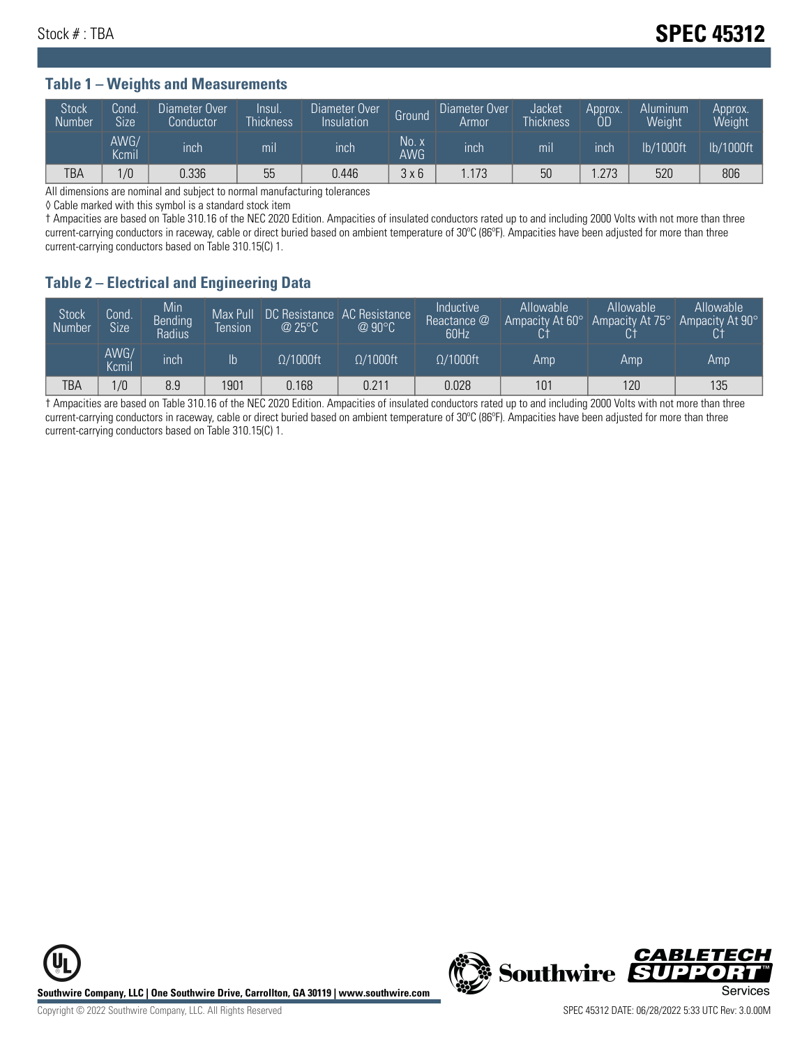## Table 1 – Weights and Measurements

| Stock Number | Cond. Size | Diameter Over Conductor | Insul. Thickness | Diameter Over Insulation | Ground | Diameter Over Armor | Jacket Thickness | Approx. OD | Aluminum Weight | Approx. Weight |
|---|---|---|---|---|---|---|---|---|---|---|
| | AWG/ Kcmil | inch | mil | inch | No. x AWG | inch | mil | inch | lb/1000ft | lb/1000ft |
| TBA | 1/0 | 0.336 | 55 | 0.446 | 3 x 6 | 1.173 | 50 | 1.273 | 520 | 806 |

All dimensions are nominal and subject to normal manufacturing tolerances

◊ Cable marked with this symbol is a standard stock item

† Ampacities are based on Table 310.16 of the NEC 2020 Edition. Ampacities of insulated conductors rated up to and including 2000 Volts with not more than three current-carrying conductors in raceway, cable or direct buried based on ambient temperature of 30ºC (86ºF). Ampacities have been adjusted for more than three current-carrying conductors based on Table 310.15(C) 1.

## Table 2 – Electrical and Engineering Data

| Stock Number | Cond. Size | Min Bending Radius | Max Pull Tension | DC Resistance @ 25°C | AC Resistance @ 90°C | Inductive Reactance @ 60Hz | Allowable Ampacity At 60° C† | Allowable Ampacity At 75° C† | Allowable Ampacity At 90° C† |
|---|---|---|---|---|---|---|---|---|---|
| | AWG/ Kcmil | inch | lb | Ω/1000ft | Ω/1000ft | Ω/1000ft | Amp | Amp | Amp |
| TBA | 1/0 | 8.9 | 1901 | 0.168 | 0.211 | 0.028 | 101 | 120 | 135 |

† Ampacities are based on Table 310.16 of the NEC 2020 Edition. Ampacities of insulated conductors rated up to and including 2000 Volts with not more than three current-carrying conductors in raceway, cable or direct buried based on ambient temperature of 30ºC (86ºF). Ampacities have been adjusted for more than three current-carrying conductors based on Table 310.15(C) 1.